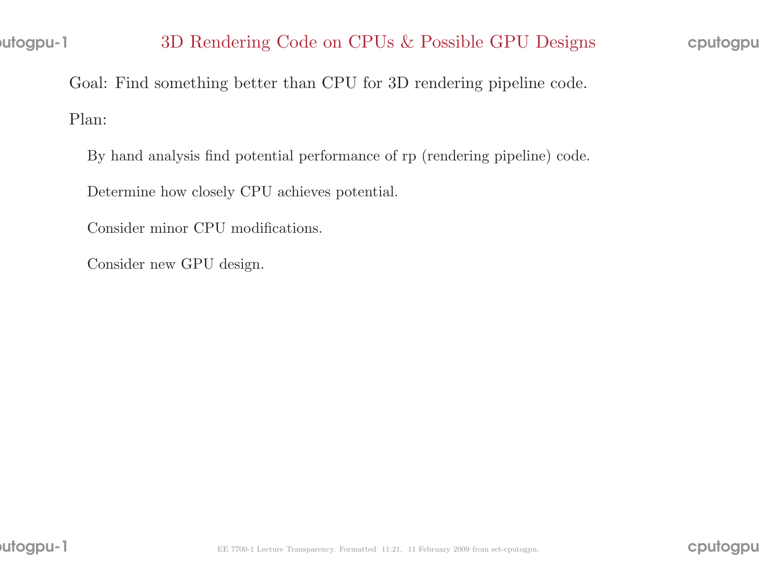# 3D Rendering Code on CPUs & Possible GPU Designs

Goal: Find something better than CPU for 3D rendering pipeline code.

Plan:

- By hand analysis find potential performance of rp (rendering pipeline) code.
- Determine how closely CPU achieves potential.
- Consider minor CPU modifications.
- Consider new GPU design.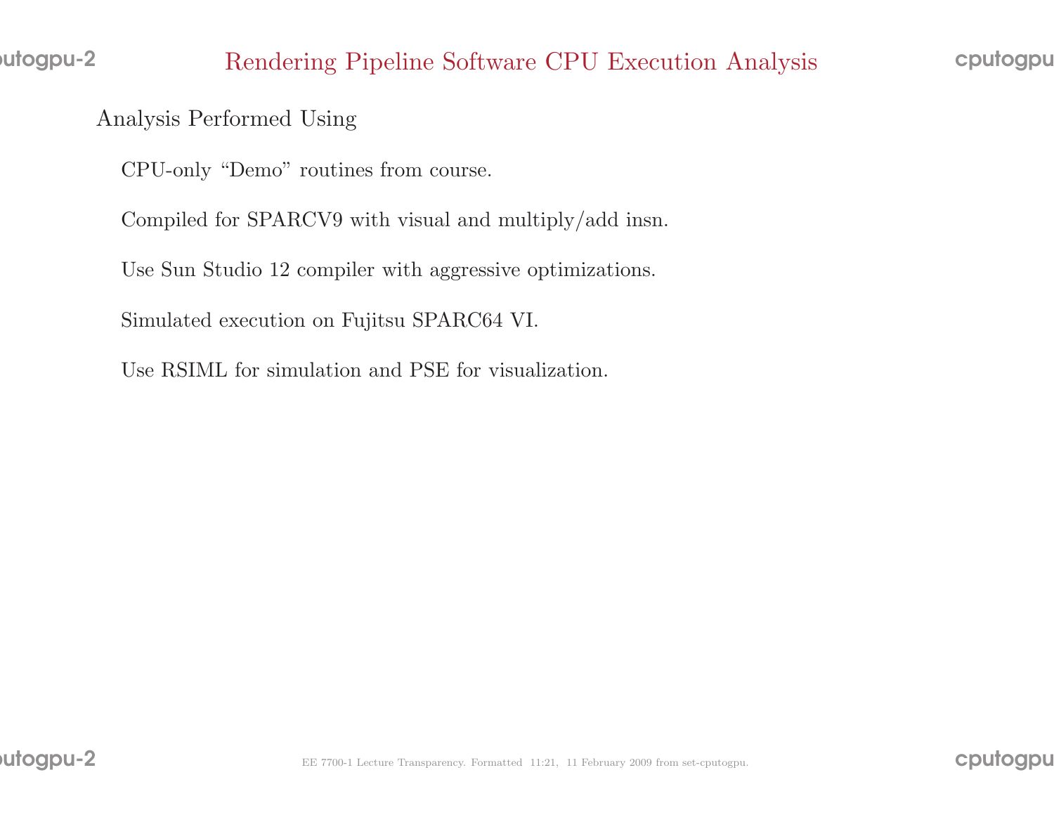# Rendering Pipeline Software CPU Execution Analysis

Analysis Performed Using

- CPU-only "Demo" routines from course.
- Compiled for SPARCV9 with visual and multiply/add insn.
- Use Sun Studio 12 compiler with aggressive optimizations.
- Simulated execution on Fujitsu SPARC64 VI.
- Use RSIML for simulation and PSE for visualization.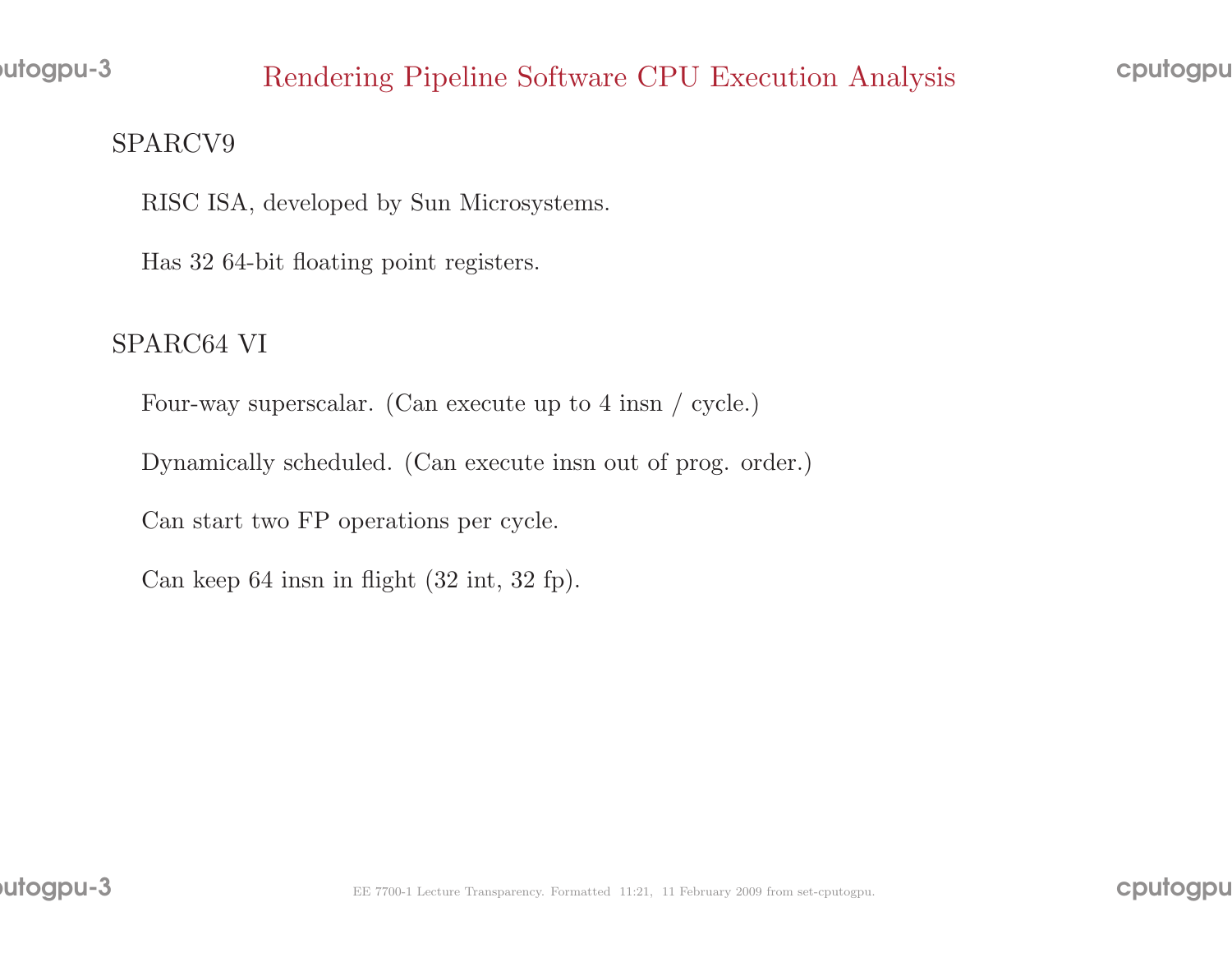# Rendering Pipeline Software CPU Execution Analysis

## SPARCV9

RISC ISA, developed by Sun Microsystems.

Has 32 64-bit floating point registers.

## SPARC64 VI

Four-way superscalar. (Can execute up to 4 insn / cycle.)

Dynamically scheduled. (Can execute insn out of prog. order.)

Can start two FP operations per cycle.

Can keep 64 insn in flight (32 int, 32 fp).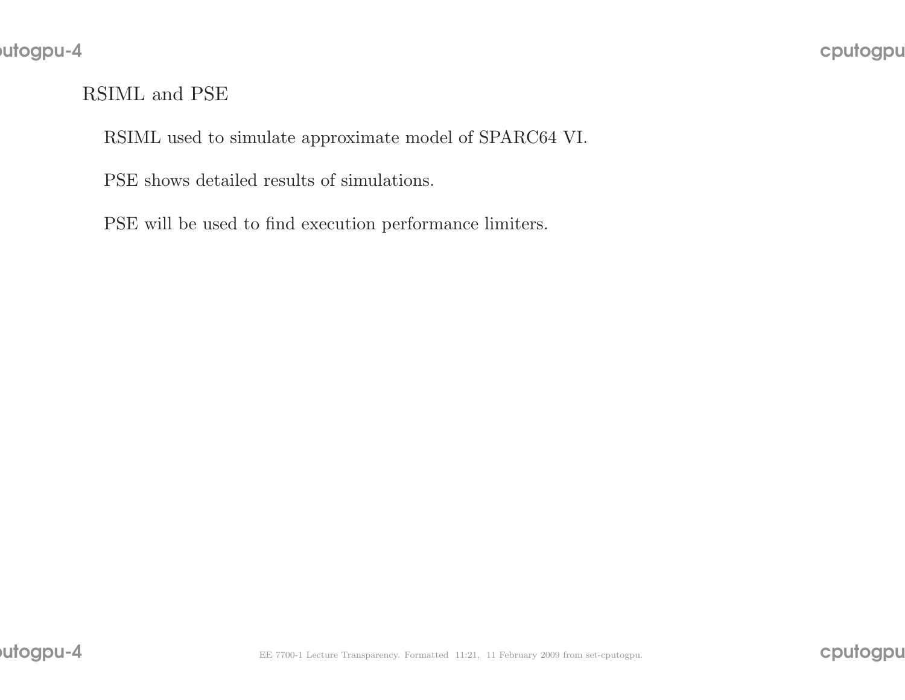## RSIML and PSE

RSIML used to simulate approximate model of SPARC64 VI.

PSE shows detailed results of simulations.

PSE will be used to find execution performance limiters.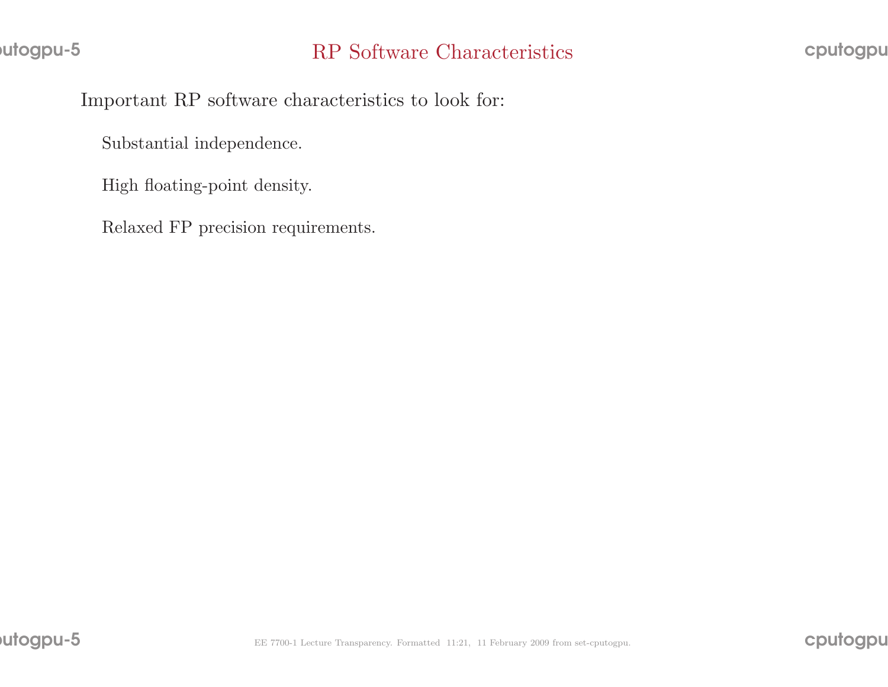# RP Software Characteristics

Important RP software characteristics to look for:

- Substantial independence.
- High floating-point density.
- Relaxed FP precision requirements.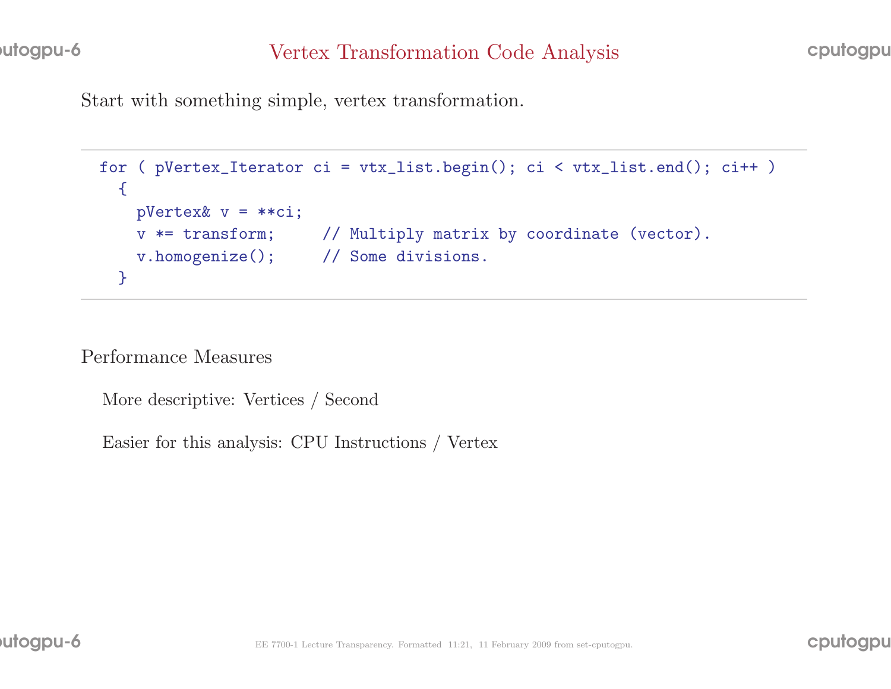# Vertex Transformation Code Analysis

Start with something simple, vertex transformation.

```
for ( pVertex_Iterator ci = vtx_list.begin(); ci < vtx_list.end(); ci++ )
  {
    pVertex& v = **ci;
    v *= transform;     // Multiply matrix by coordinate (vector).
    v.homogenize();     // Some divisions.
  }
```

Performance Measures

More descriptive: Vertices / Second

Easier for this analysis: CPU Instructions / Vertex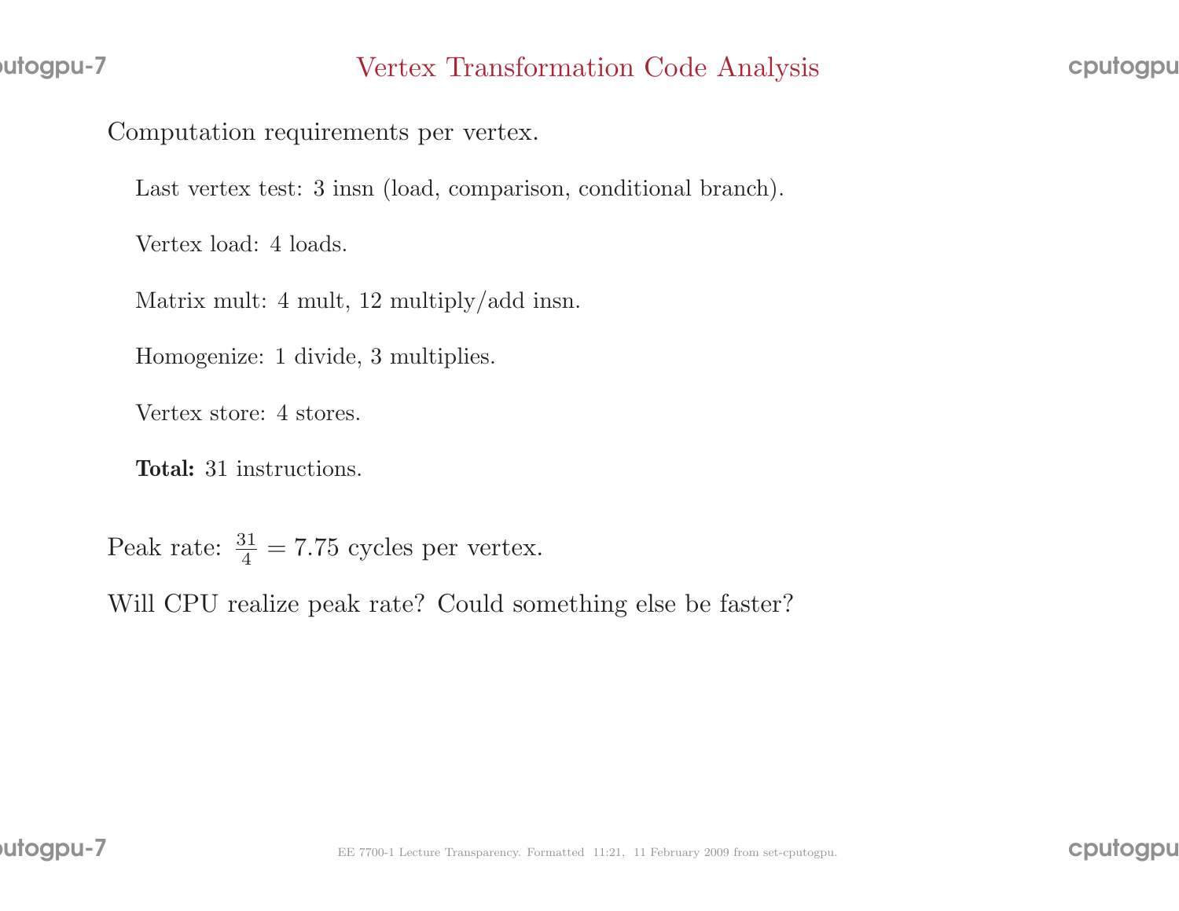# Vertex Transformation Code Analysis

Computation requirements per vertex.

Last vertex test: 3 insn (load, comparison, conditional branch).

Vertex load: 4 loads.

Matrix mult: 4 mult, 12 multiply/add insn.

Homogenize: 1 divide, 3 multiplies.

Vertex store: 4 stores.

**Total:** 31 instructions.

Peak rate: $\frac{31}{4} = 7.75$ cycles per vertex.

Will CPU realize peak rate? Could something else be faster?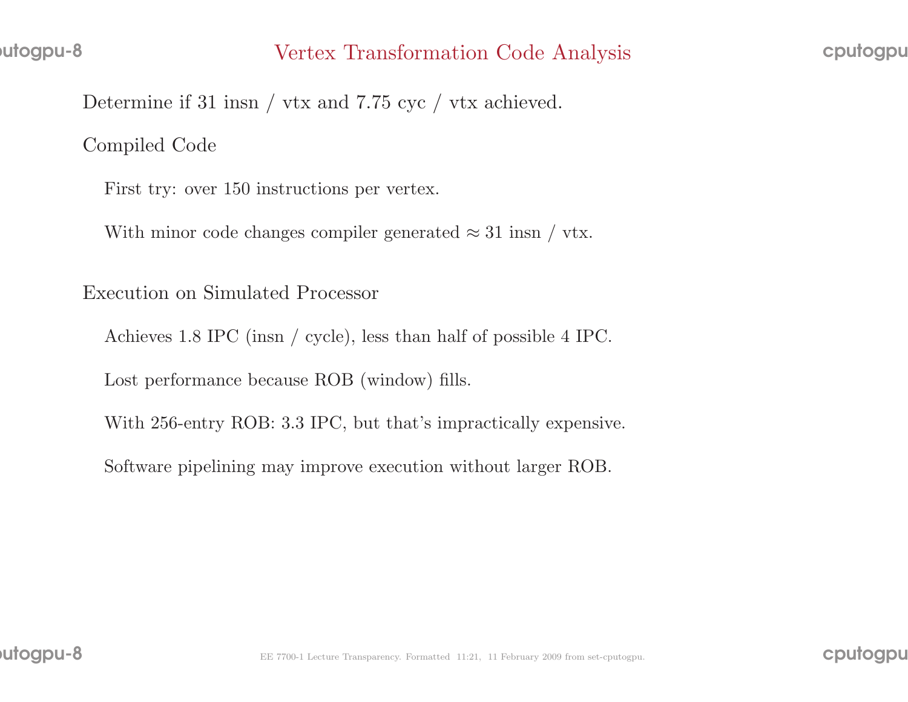## Vertex Transformation Code Analysis

Determine if 31 insn / vtx and 7.75 cyc / vtx achieved.

Compiled Code

- First try: over 150 instructions per vertex.
- With minor code changes compiler generated $\approx$ 31 insn / vtx.

Execution on Simulated Processor

- Achieves 1.8 IPC (insn / cycle), less than half of possible 4 IPC.
- Lost performance because ROB (window) fills.
- With 256-entry ROB: 3.3 IPC, but that's impractically expensive.
- Software pipelining may improve execution without larger ROB.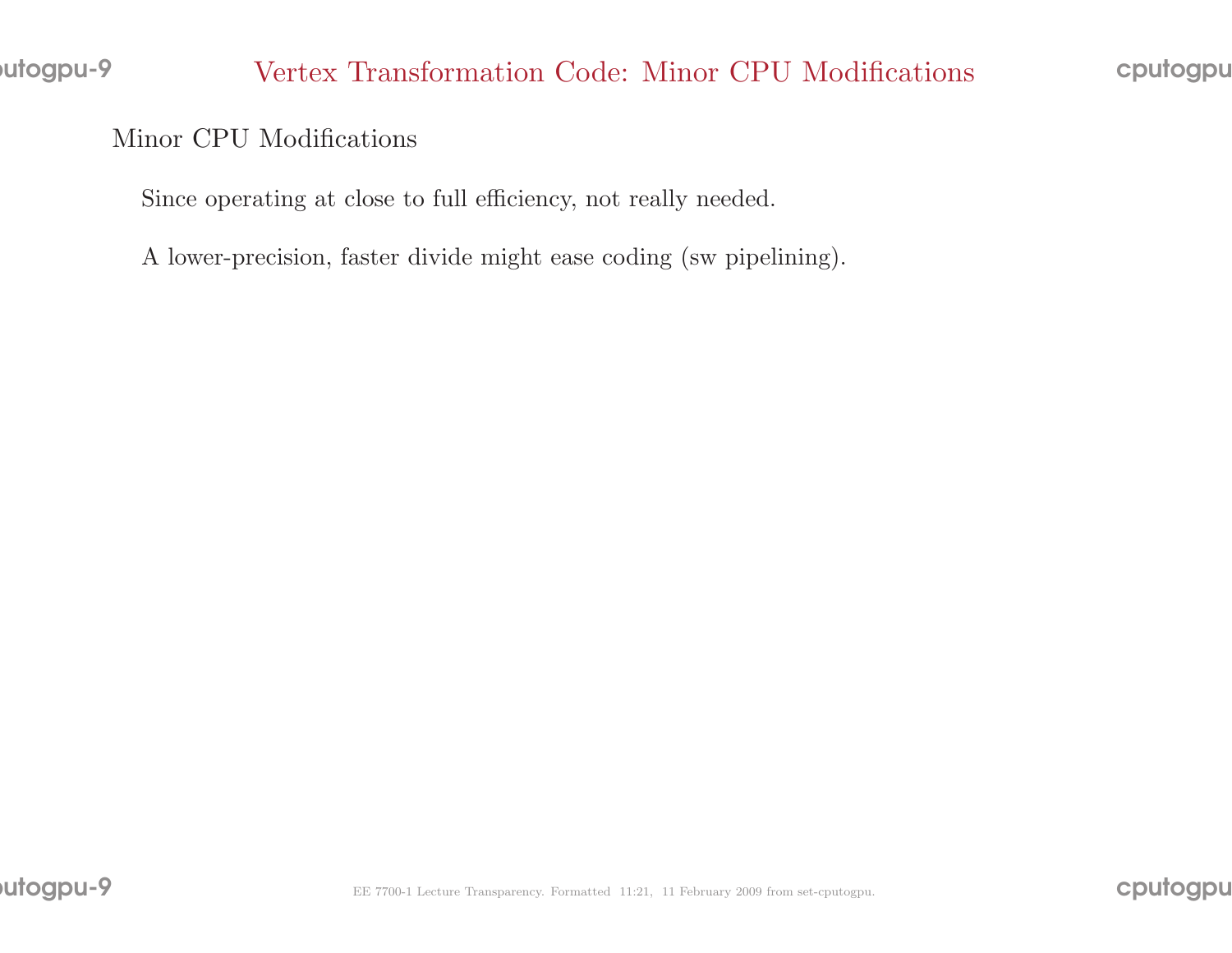# Vertex Transformation Code: Minor CPU Modifications

## Minor CPU Modifications

Since operating at close to full efficiency, not really needed.

A lower-precision, faster divide might ease coding (sw pipelining).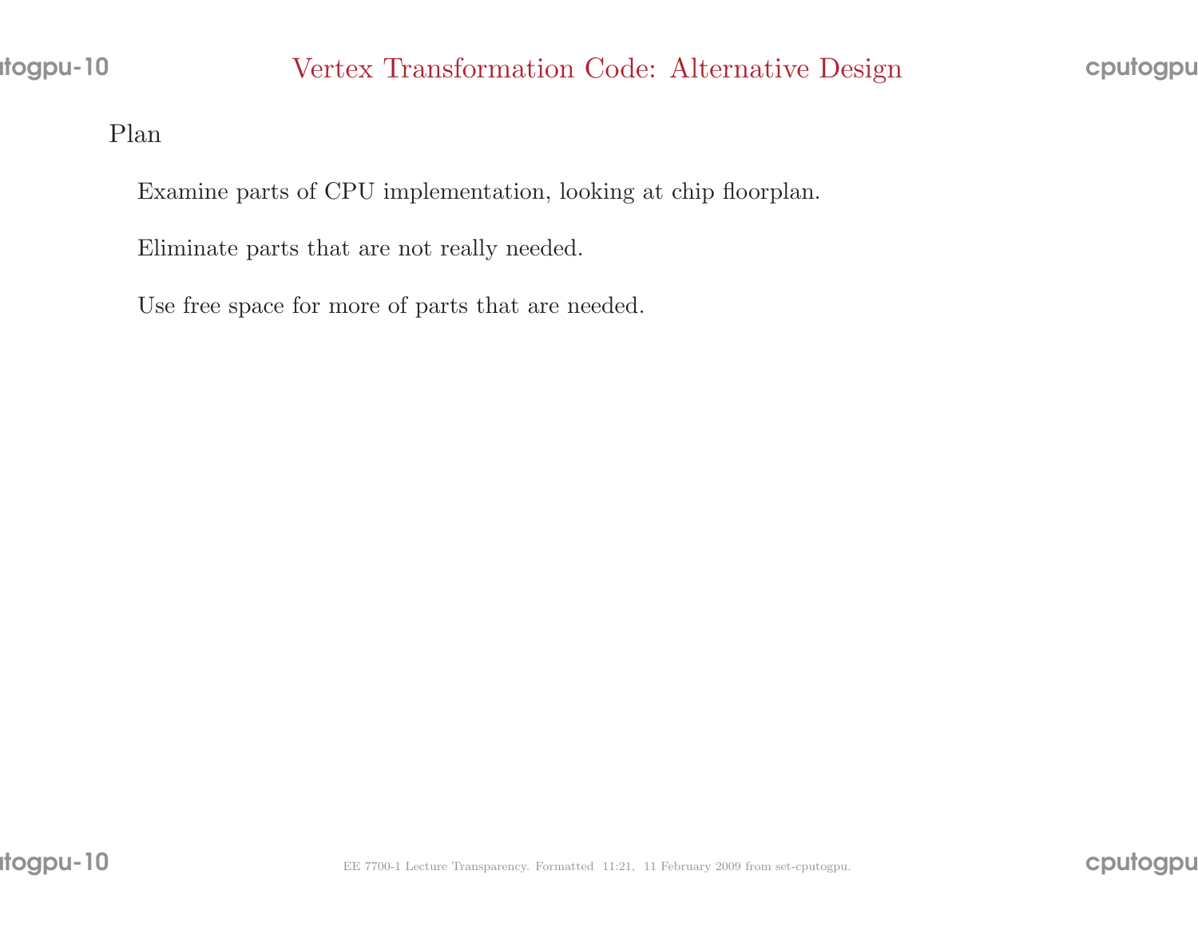# Vertex Transformation Code: Alternative Design

Plan

Examine parts of CPU implementation, looking at chip floorplan.

Eliminate parts that are not really needed.

Use free space for more of parts that are needed.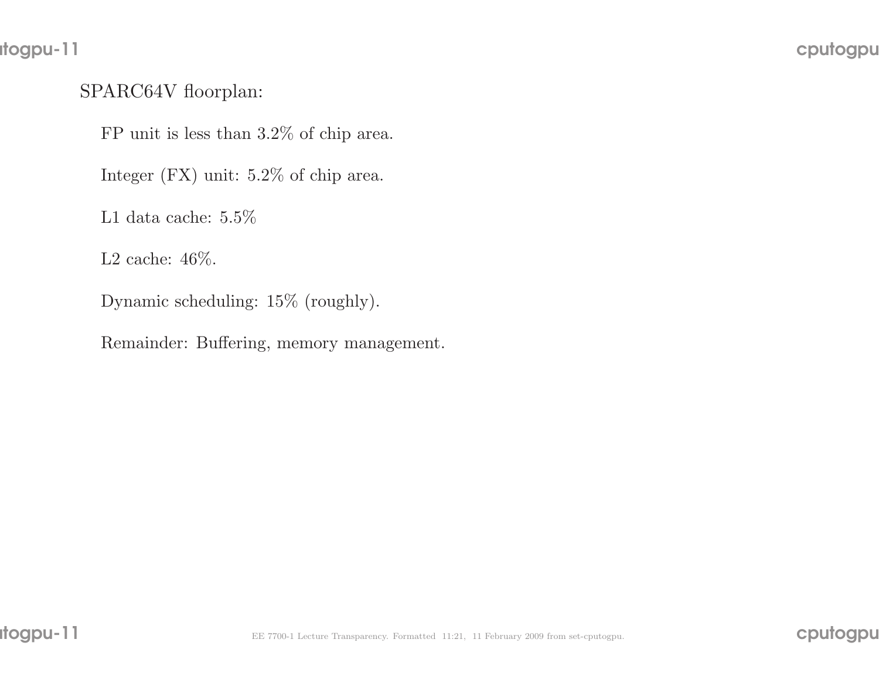SPARC64V floorplan:

FP unit is less than 3.2% of chip area.

Integer (FX) unit: 5.2% of chip area.

L1 data cache: 5.5%

L2 cache: 46%.

Dynamic scheduling: 15% (roughly).

Remainder: Buffering, memory management.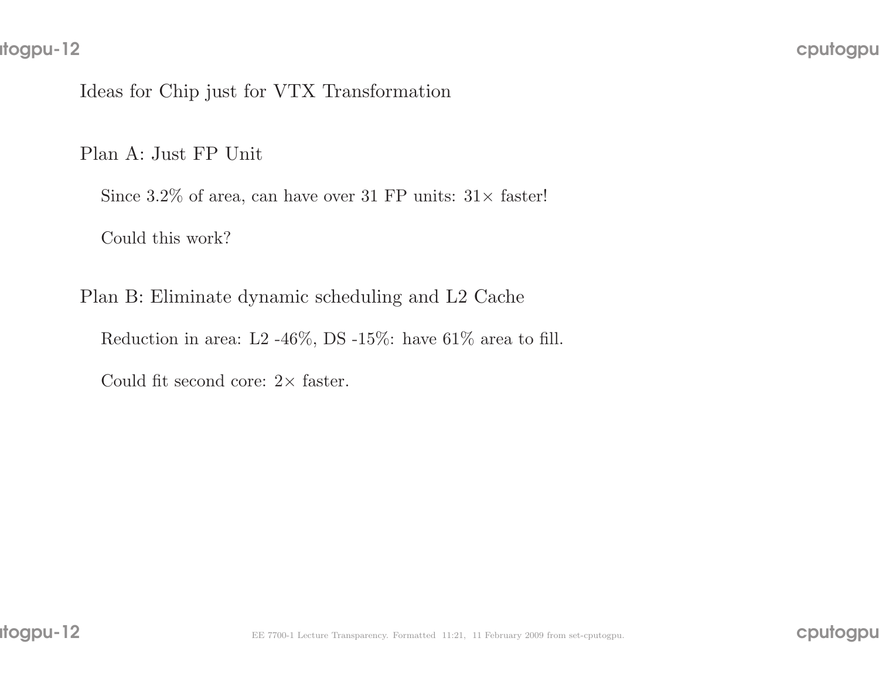# Ideas for Chip just for VTX Transformation

## Plan A: Just FP Unit

Since 3.2% of area, can have over 31 FP units: $31\times$ faster!

Could this work?

## Plan B: Eliminate dynamic scheduling and L2 Cache

Reduction in area: L2 -46%, DS -15%: have 61% area to fill.

Could fit second core: $2\times$ faster.